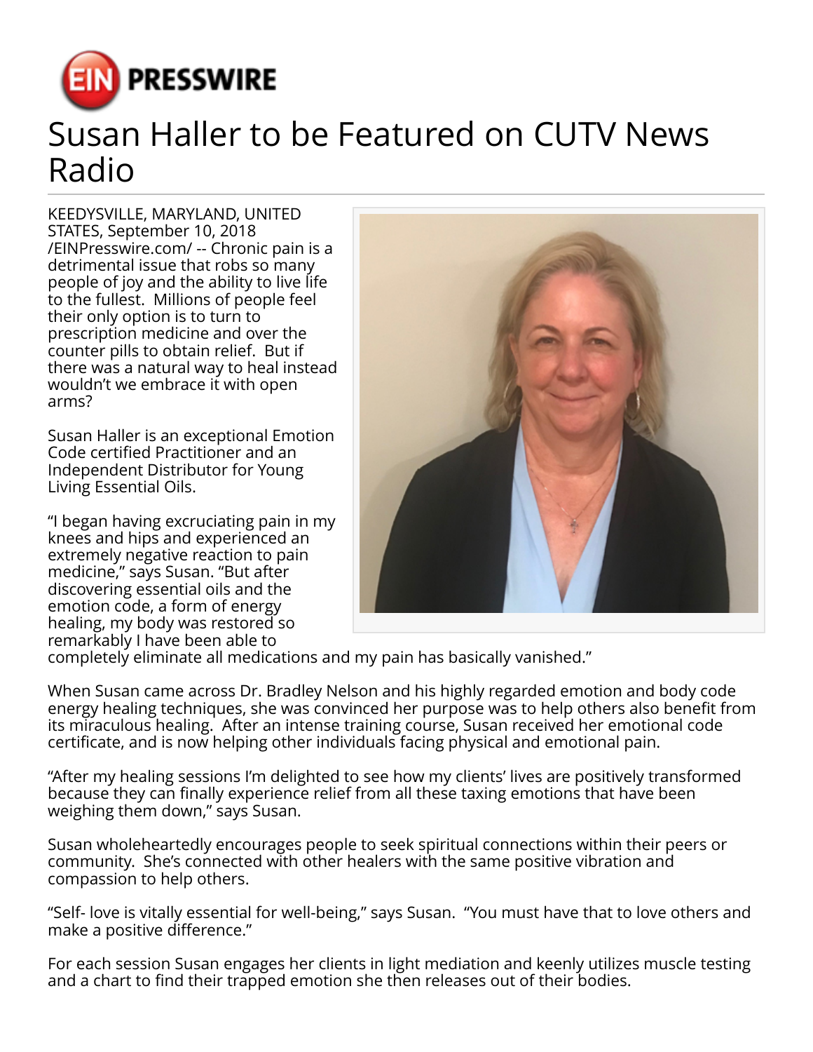# Susan Haller to be Featured on CUTV News Radio

KEEDYSVILLE, MARYLAND, UNITED STATES, September 10, 2018 /EINPresswire.com/ -- Chronic pain is a detrimental issue that robs so many people of joy and the ability to live life to the fullest. Millions of people feel their only option is to turn to prescription medicine and over the counter pills to obtain relief. But if there was a natural way to heal instead wouldn't we embrace it with open arms?

Susan Haller is an exceptional Emotion Code certified Practitioner and an Independent Distributor for Young Living Essential Oils.

"I began having excruciating pain in my knees and hips and experienced an extremely negative reaction to pain medicine," says Susan. "But after discovering essential oils and the emotion code, a form of energy healing, my body was restored so remarkably I have been able to completely eliminate all medications and my pain has basically vanished."

When Susan came across Dr. Bradley Nelson and his highly regarded emotion and body code energy healing techniques, she was convinced her purpose was to help others also benefit from its miraculous healing. After an intense training course, Susan received her emotional code certificate, and is now helping other individuals facing physical and emotional pain.

"After my healing sessions I'm delighted to see how my clients' lives are positively transformed because they can finally experience relief from all these taxing emotions that have been weighing them down," says Susan.

Susan wholeheartedly encourages people to seek spiritual connections within their peers or community. She's connected with other healers with the same positive vibration and compassion to help others.

"Self- love is vitally essential for well-being," says Susan. "You must have that to love others and make a positive difference."

For each session Susan engages her clients in light mediation and keenly utilizes muscle testing and a chart to find their trapped emotion she then releases out of their bodies.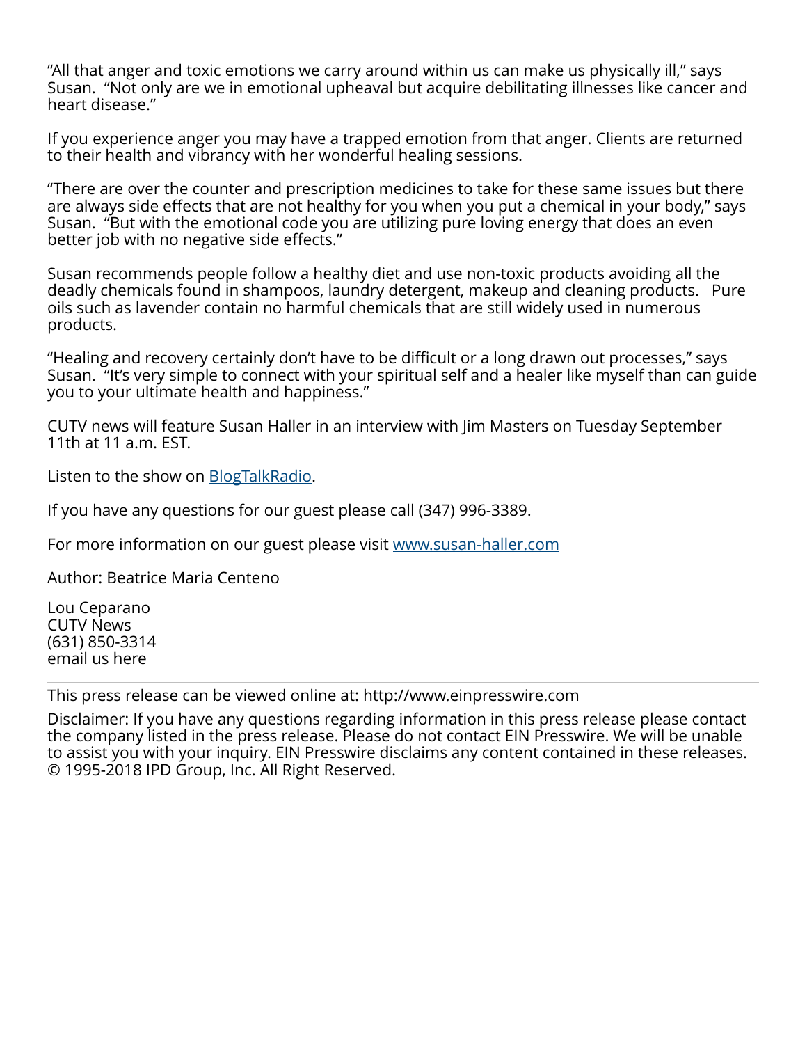“All that anger and toxic emotions we carry around within us can make us physically ill,” says Susan. “Not only are we in emotional upheaval but acquire debilitating illnesses like cancer and heart disease.”

If you experience anger you may have a trapped emotion from that anger. Clients are returned to their health and vibrancy with her wonderful healing sessions.

“There are over the counter and prescription medicines to take for these same issues but there are always side effects that are not healthy for you when you put a chemical in your body,” says Susan. “But with the emotional code you are utilizing pure loving energy that does an even better job with no negative side effects.”

Susan recommends people follow a healthy diet and use non-toxic products avoiding all the deadly chemicals found in shampoos, laundry detergent, makeup and cleaning products. Pure oils such as lavender contain no harmful chemicals that are still widely used in numerous products.

“Healing and recovery certainly don’t have to be difficult or a long drawn out processes,” says Susan. “It’s very simple to connect with your spiritual self and a healer like myself than can guide you to your ultimate health and happiness.”

CUTV news will feature Susan Haller in an interview with Jim Masters on Tuesday September 11th at 11 a.m. EST.

Listen to the show on BlogTalkRadio.

If you have any questions for our guest please call (347) 996-3389.

For more information on our guest please visit www.susan-haller.com

Author: Beatrice Maria Centeno

Lou Ceparano  
CUTV News  
(631) 850-3314  
email us here

---

This press release can be viewed online at: http://www.einpresswire.com

Disclaimer: If you have any questions regarding information in this press release please contact the company listed in the press release. Please do not contact EIN Presswire. We will be unable to assist you with your inquiry. EIN Presswire disclaims any content contained in these releases. © 1995-2018 IPD Group, Inc. All Right Reserved.